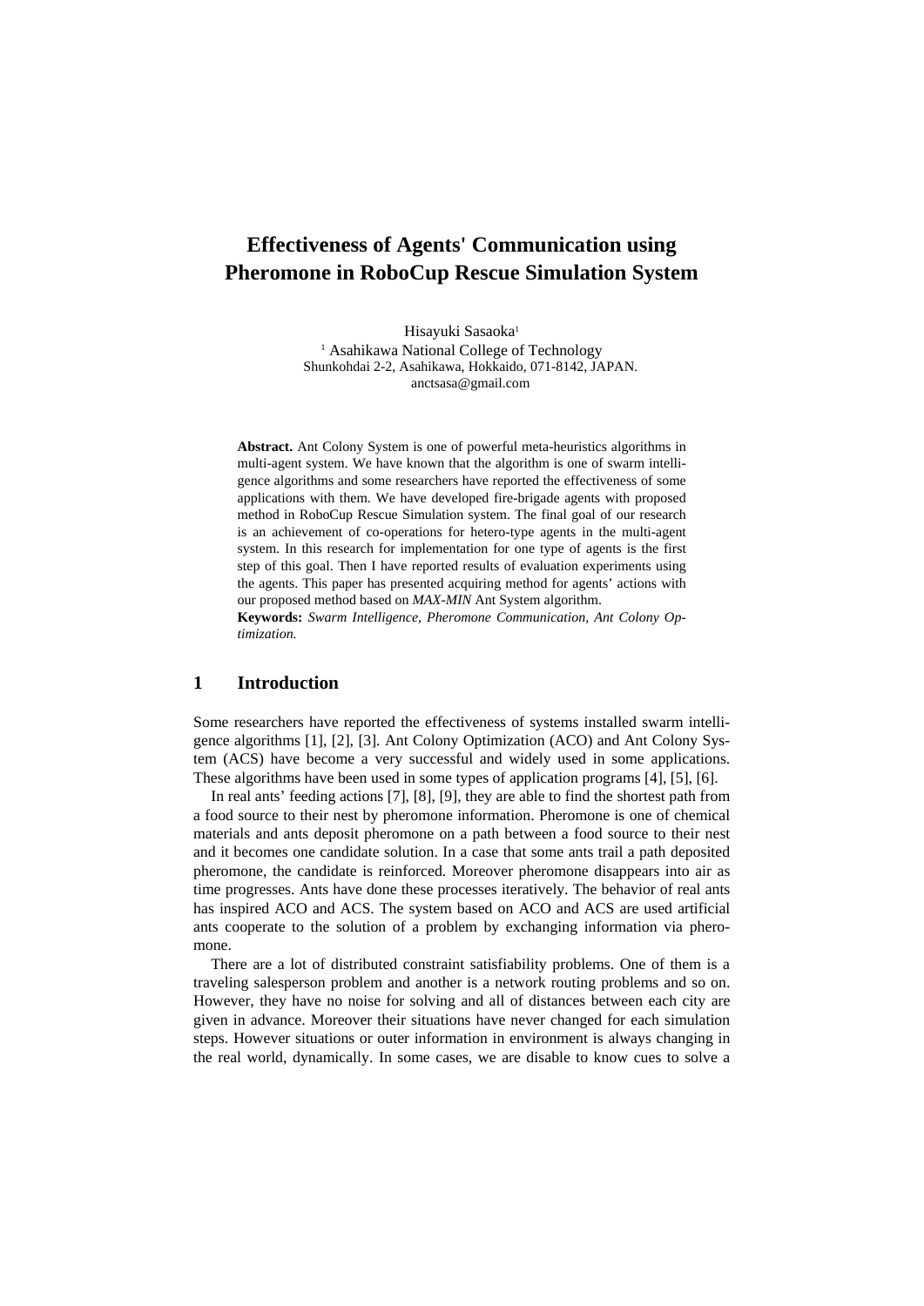# Effectiveness of Agents' Communication using Pheromone in RoboCup Rescue Simulation System

Hisayuki Sasaoka[1]

[1] Asahikawa National College of Technology
Shunkohdai 2-2, Asahikawa, Hokkaido, 071-8142, JAPAN.
anctsasa@gmail.com

**Abstract.** Ant Colony System is one of powerful meta-heuristics algorithms in multi-agent system. We have known that the algorithm is one of swarm intelligence algorithms and some researchers have reported the effectiveness of some applications with them. We have developed fire-brigade agents with proposed method in RoboCup Rescue Simulation system. The final goal of our research is an achievement of co-operations for hetero-type agents in the multi-agent system. In this research for implementation for one type of agents is the first step of this goal. Then I have reported results of evaluation experiments using the agents. This paper has presented acquiring method for agents' actions with our proposed method based on *MAX-MIN* Ant System algorithm.

**Keywords:** *Swarm Intelligence, Pheromone Communication, Ant Colony Optimization.*

## 1 Introduction

Some researchers have reported the effectiveness of systems installed swarm intelligence algorithms [1], [2], [3]. Ant Colony Optimization (ACO) and Ant Colony System (ACS) have become a very successful and widely used in some applications. These algorithms have been used in some types of application programs [4], [5], [6].

In real ants' feeding actions [7], [8], [9], they are able to find the shortest path from a food source to their nest by pheromone information. Pheromone is one of chemical materials and ants deposit pheromone on a path between a food source to their nest and it becomes one candidate solution. In a case that some ants trail a path deposited pheromone, the candidate is reinforced. Moreover pheromone disappears into air as time progresses. Ants have done these processes iteratively. The behavior of real ants has inspired ACO and ACS. The system based on ACO and ACS are used artificial ants cooperate to the solution of a problem by exchanging information via pheromone.

There are a lot of distributed constraint satisfiability problems. One of them is a traveling salesperson problem and another is a network routing problems and so on. However, they have no noise for solving and all of distances between each city are given in advance. Moreover their situations have never changed for each simulation steps. However situations or outer information in environment is always changing in the real world, dynamically. In some cases, we are disable to know cues to solve a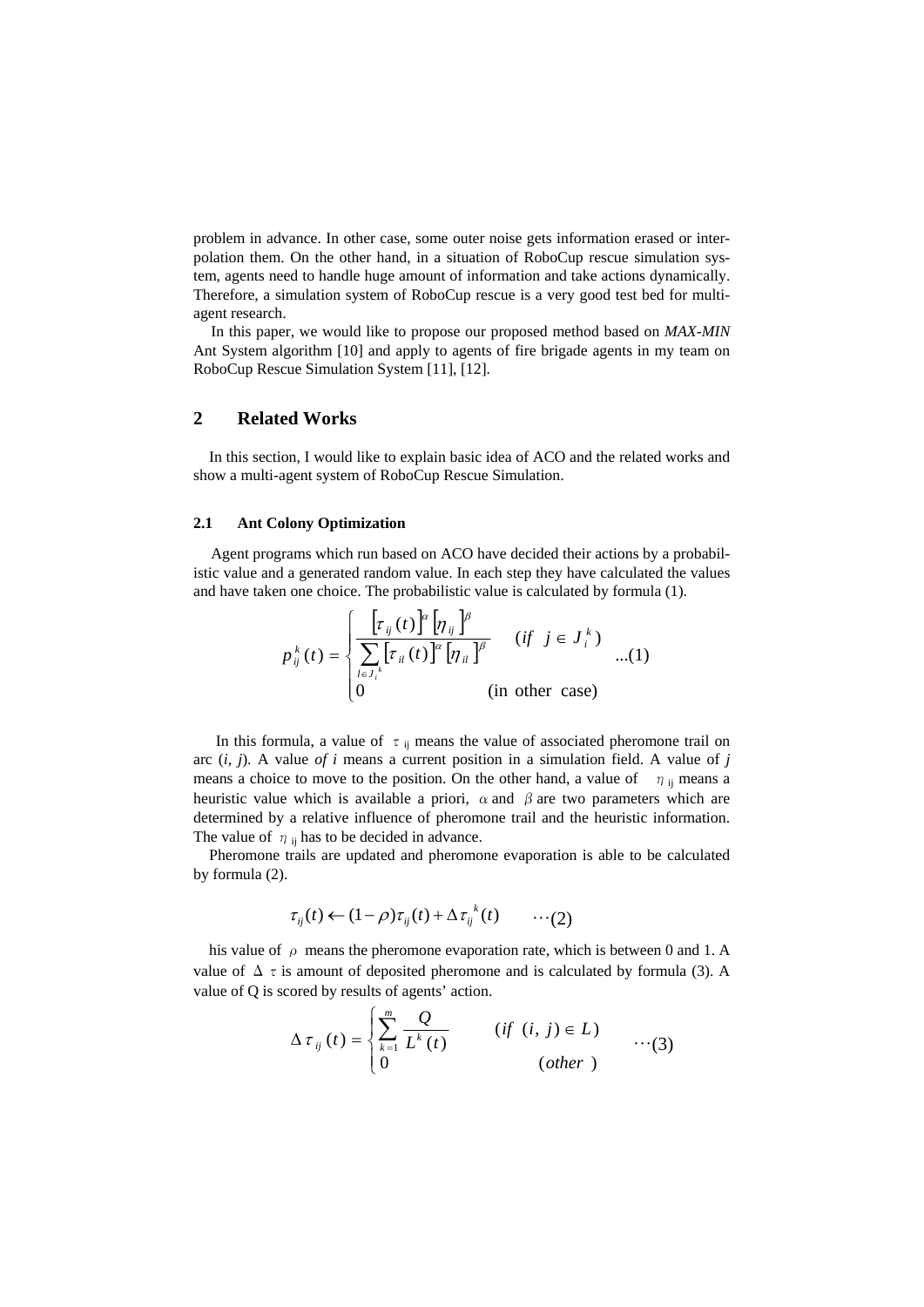problem in advance. In other case, some outer noise gets information erased or interpolation them. On the other hand, in a situation of RoboCup rescue simulation system, agents need to handle huge amount of information and take actions dynamically. Therefore, a simulation system of RoboCup rescue is a very good test bed for multi-agent research.

In this paper, we would like to propose our proposed method based on *MAX-MIN* Ant System algorithm [10] and apply to agents of fire brigade agents in my team on RoboCup Rescue Simulation System [11], [12].

## 2 Related Works

In this section, I would like to explain basic idea of ACO and the related works and show a multi-agent system of RoboCup Rescue Simulation.

### 2.1 Ant Colony Optimization

Agent programs which run based on ACO have decided their actions by a probabilistic value and a generated random value. In each step they have calculated the values and have taken one choice. The probabilistic value is calculated by formula (1).

$$p_{ij}^{k}(t) = \begin{cases} \dfrac{\left[\tau_{ij}(t)\right]^{\alpha}\left[\eta_{ij}\right]^{\beta}}{\sum_{l \in J_i^k}\left[\tau_{il}(t)\right]^{\alpha}\left[\eta_{il}\right]^{\beta}} & (if \;\; j \in J_i^k) \\ 0 & (\text{in other case}) \end{cases} \quad ...(1)$$

In this formula, a value of $\tau_{ij}$ means the value of associated pheromone trail on arc $(i, j)$. A value *of* $i$ means a current position in a simulation field. A value of $j$ means a choice to move to the position. On the other hand, a value of $\eta_{ij}$ means a heuristic value which is available a priori, $\alpha$ and $\beta$ are two parameters which are determined by a relative influence of pheromone trail and the heuristic information. The value of $\eta_{ij}$ has to be decided in advance.

Pheromone trails are updated and pheromone evaporation is able to be calculated by formula (2).

$$\tau_{ij}(t) \leftarrow (1-\rho)\tau_{ij}(t) + \Delta\tau_{ij}^{k}(t) \qquad \cdots(2)$$

his value of $\rho$ means the pheromone evaporation rate, which is between 0 and 1. A value of $\Delta\tau$ is amount of deposited pheromone and is calculated by formula (3). A value of Q is scored by results of agents' action.

$$\Delta\tau_{ij}(t) = \begin{cases} \sum_{k=1}^{m} \dfrac{Q}{L^k(t)} & (if \;\; (i,\, j) \in L) \\ 0 & (other\;) \end{cases} \qquad \cdots(3)$$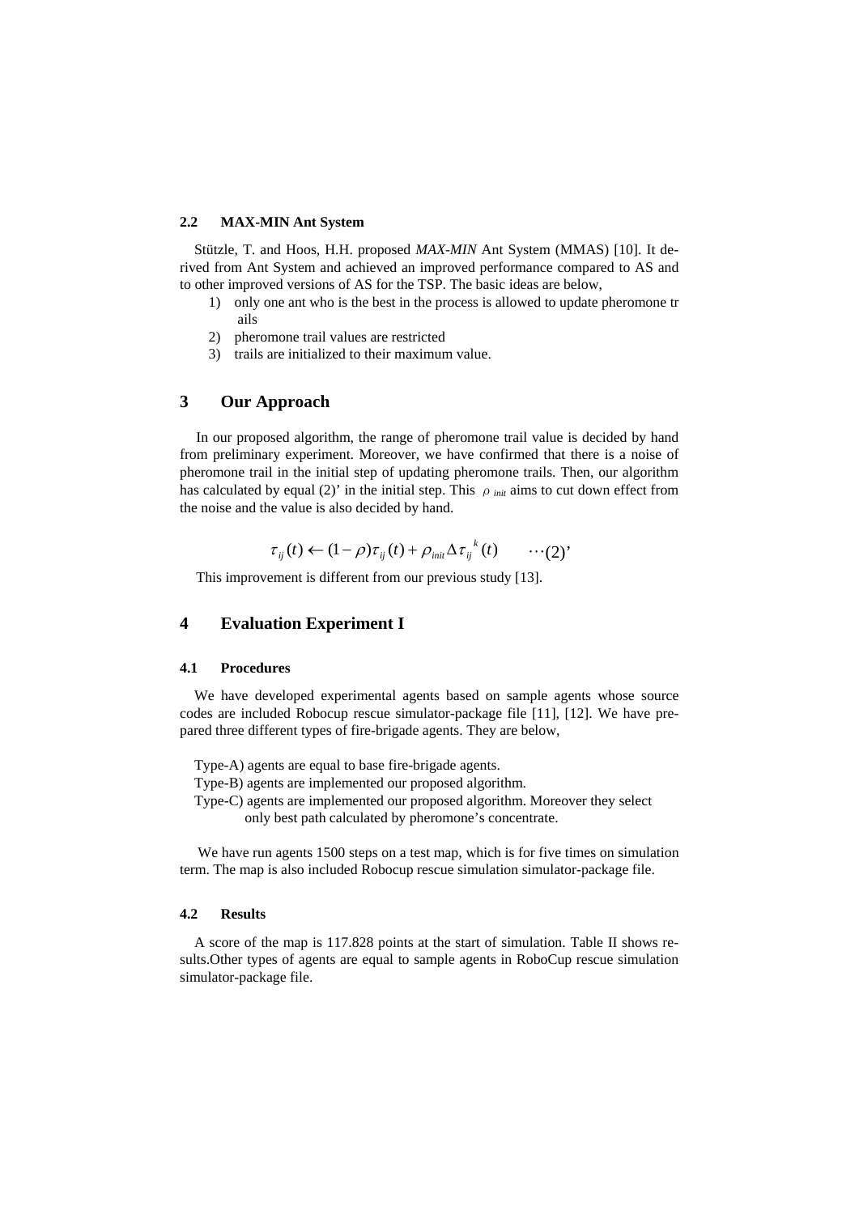### 2.2 MAX-MIN Ant System

Stützle, T. and Hoos, H.H. proposed *MAX-MIN* Ant System (MMAS) [10]. It derived from Ant System and achieved an improved performance compared to AS and to other improved versions of AS for the TSP. The basic ideas are below,

1) only one ant who is the best in the process is allowed to update pheromone trails
2) pheromone trail values are restricted
3) trails are initialized to their maximum value.

## 3 Our Approach

In our proposed algorithm, the range of pheromone trail value is decided by hand from preliminary experiment. Moreover, we have confirmed that there is a noise of pheromone trail in the initial step of updating pheromone trails. Then, our algorithm has calculated by equal (2)' in the initial step. This $\rho_{init}$ aims to cut down effect from the noise and the value is also decided by hand.

$$\tau_{ij}(t) \leftarrow (1-\rho)\tau_{ij}(t) + \rho_{init}\Delta\tau_{ij}^{\ k}(t) \qquad \cdots(2)'$$

This improvement is different from our previous study [13].

## 4 Evaluation Experiment I

### 4.1 Procedures

We have developed experimental agents based on sample agents whose source codes are included Robocup rescue simulator-package file [11], [12]. We have prepared three different types of fire-brigade agents. They are below,

Type-A) agents are equal to base fire-brigade agents.
Type-B) agents are implemented our proposed algorithm.
Type-C) agents are implemented our proposed algorithm. Moreover they select only best path calculated by pheromone's concentrate.

We have run agents 1500 steps on a test map, which is for five times on simulation term. The map is also included Robocup rescue simulation simulator-package file.

### 4.2 Results

A score of the map is 117.828 points at the start of simulation. Table II shows results.Other types of agents are equal to sample agents in RoboCup rescue simulation simulator-package file.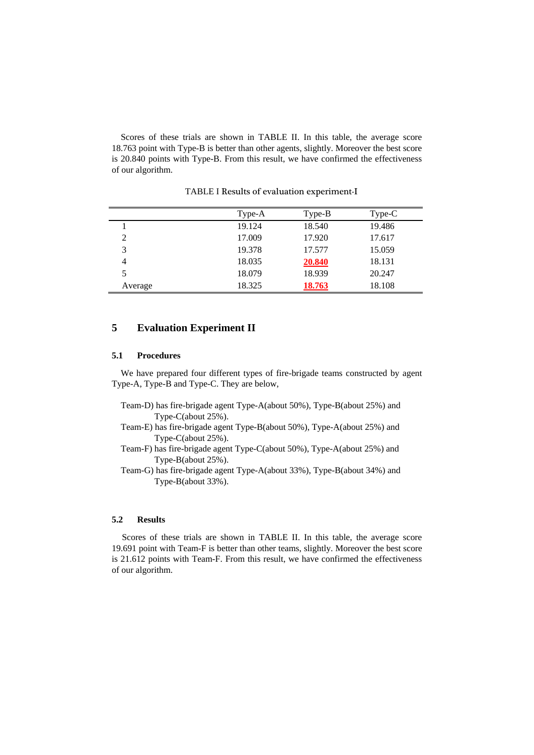Scores of these trials are shown in TABLE II. In this table, the average score 18.763 point with Type-B is better than other agents, slightly. Moreover the best score is 20.840 points with Type-B. From this result, we have confirmed the effectiveness of our algorithm.

TABLE I Results of evaluation experiment-I

| | Type-A | Type-B | Type-C |
|---|---|---|---|
| 1 | 19.124 | 18.540 | 19.486 |
| 2 | 17.009 | 17.920 | 17.617 |
| 3 | 19.378 | 17.577 | 15.059 |
| 4 | 18.035 | **20.840** | 18.131 |
| 5 | 18.079 | 18.939 | 20.247 |
| Average | 18.325 | **18.763** | 18.108 |

## 5 Evaluation Experiment II

### 5.1 Procedures

We have prepared four different types of fire-brigade teams constructed by agent Type-A, Type-B and Type-C. They are below,

- Team-D) has fire-brigade agent Type-A(about 50%), Type-B(about 25%) and Type-C(about 25%).
- Team-E) has fire-brigade agent Type-B(about 50%), Type-A(about 25%) and Type-C(about 25%).
- Team-F) has fire-brigade agent Type-C(about 50%), Type-A(about 25%) and Type-B(about 25%).
- Team-G) has fire-brigade agent Type-A(about 33%), Type-B(about 34%) and Type-B(about 33%).

### 5.2 Results

Scores of these trials are shown in TABLE II. In this table, the average score 19.691 point with Team-F is better than other teams, slightly. Moreover the best score is 21.612 points with Team-F. From this result, we have confirmed the effectiveness of our algorithm.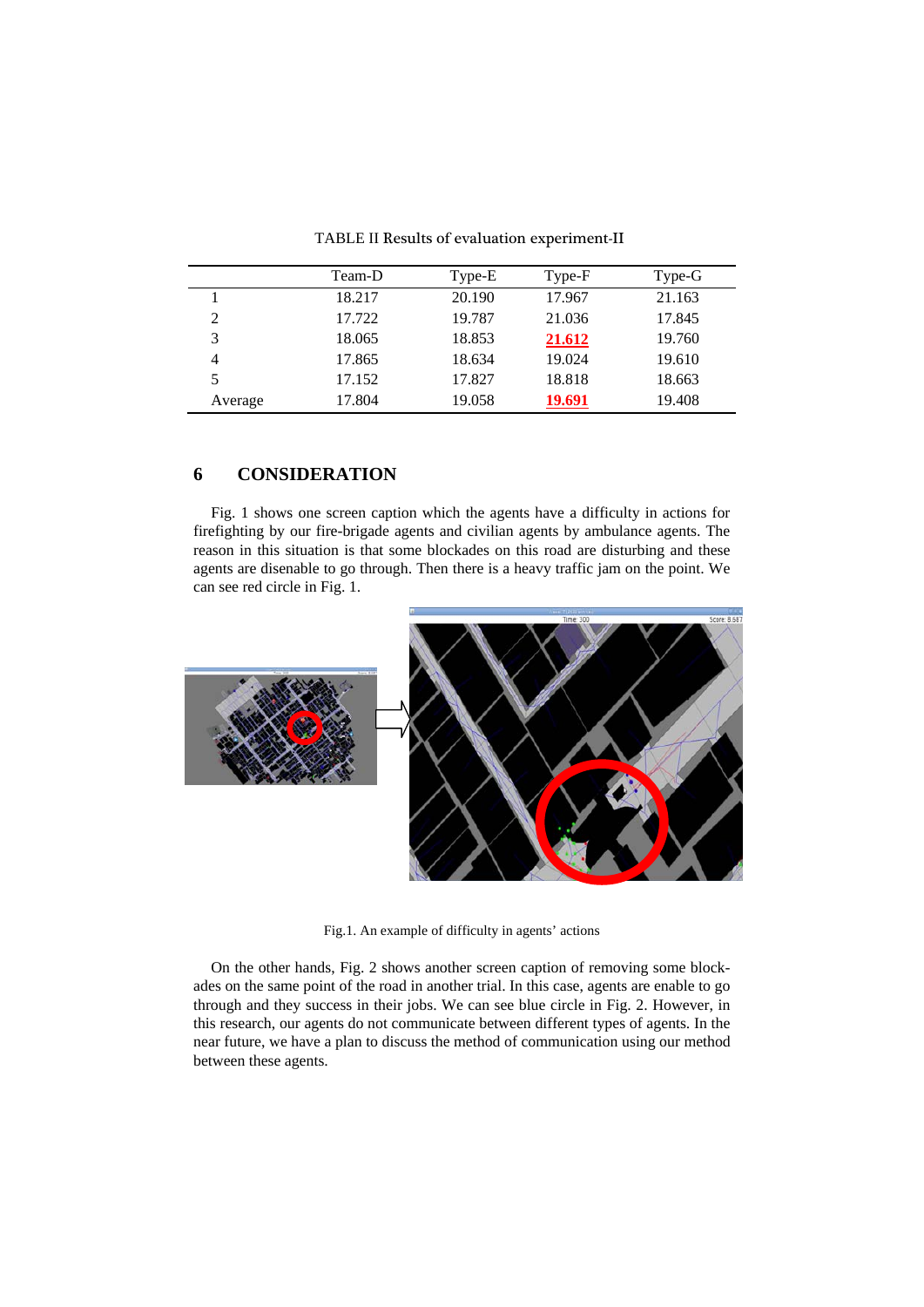TABLE II Results of evaluation experiment-II

| | Team-D | Type-E | Type-F | Type-G |
|---|---|---|---|---|
| 1 | 18.217 | 20.190 | 17.967 | 21.163 |
| 2 | 17.722 | 19.787 | 21.036 | 17.845 |
| 3 | 18.065 | 18.853 | **21.612** | 19.760 |
| 4 | 17.865 | 18.634 | 19.024 | 19.610 |
| 5 | 17.152 | 17.827 | 18.818 | 18.663 |
| Average | 17.804 | 19.058 | **19.691** | 19.408 |

## 6 CONSIDERATION

Fig. 1 shows one screen caption which the agents have a difficulty in actions for firefighting by our fire-brigade agents and civilian agents by ambulance agents. The reason in this situation is that some blockades on this road are disturbing and these agents are disenable to go through. Then there is a heavy traffic jam on the point. We can see red circle in Fig. 1.

Fig.1. An example of difficulty in agents' actions

On the other hands, Fig. 2 shows another screen caption of removing some blockades on the same point of the road in another trial. In this case, agents are enable to go through and they success in their jobs. We can see blue circle in Fig. 2. However, in this research, our agents do not communicate between different types of agents. In the near future, we have a plan to discuss the method of communication using our method between these agents.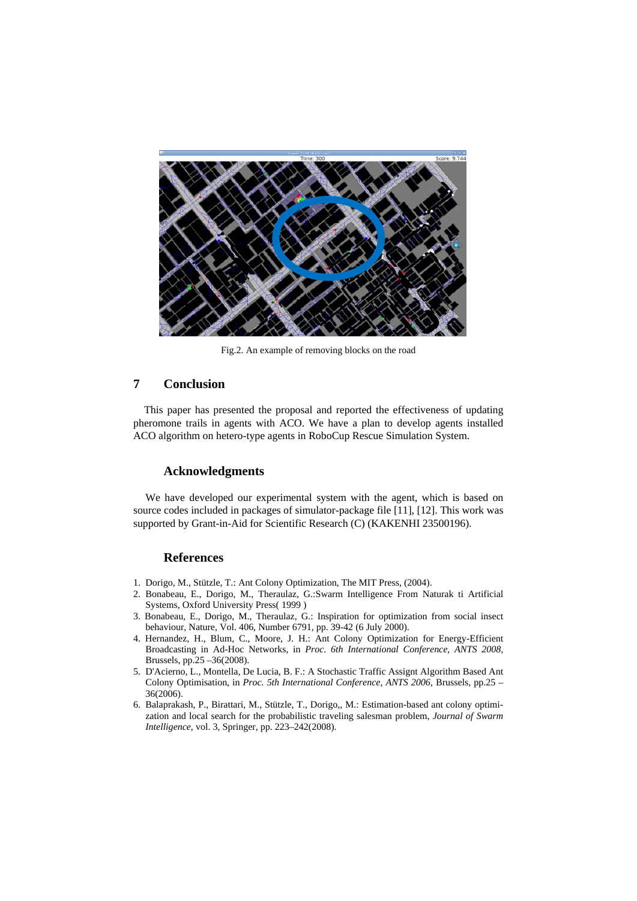Fig.2. An example of removing blocks on the road

## 7 Conclusion

This paper has presented the proposal and reported the effectiveness of updating pheromone trails in agents with ACO. We have a plan to develop agents installed ACO algorithm on hetero-type agents in RoboCup Rescue Simulation System.

### Acknowledgments

We have developed our experimental system with the agent, which is based on source codes included in packages of simulator-package file [11], [12]. This work was supported by Grant-in-Aid for Scientific Research (C) (KAKENHI 23500196).

### References

1. Dorigo, M., Stützle, T.: Ant Colony Optimization, The MIT Press, (2004).
2. Bonabeau, E., Dorigo, M., Theraulaz, G.:Swarm Intelligence From Naturak ti Artificial Systems, Oxford University Press( 1999 )
3. Bonabeau, E., Dorigo, M., Theraulaz, G.: Inspiration for optimization from social insect behaviour, Nature, Vol. 406, Number 6791, pp. 39-42 (6 July 2000).
4. Hernandez, H., Blum, C., Moore, J. H.: Ant Colony Optimization for Energy-Efficient Broadcasting in Ad-Hoc Networks, in *Proc. 6th International Conference, ANTS 2008,* Brussels, pp.25 –36(2008).
5. D'Acierno, L., Montella, De Lucia, B. F.: A Stochastic Traffic Assignt Algorithm Based Ant Colony Optimisation, in *Proc. 5th International Conference, ANTS 2006,* Brussels, pp.25 –36(2006).
6. Balaprakash, P., Birattari, M., Stützle, T., Dorigo,, M.: Estimation-based ant colony optimization and local search for the probabilistic traveling salesman problem, *Journal of Swarm Intelligence*, vol. 3, Springer, pp. 223–242(2008).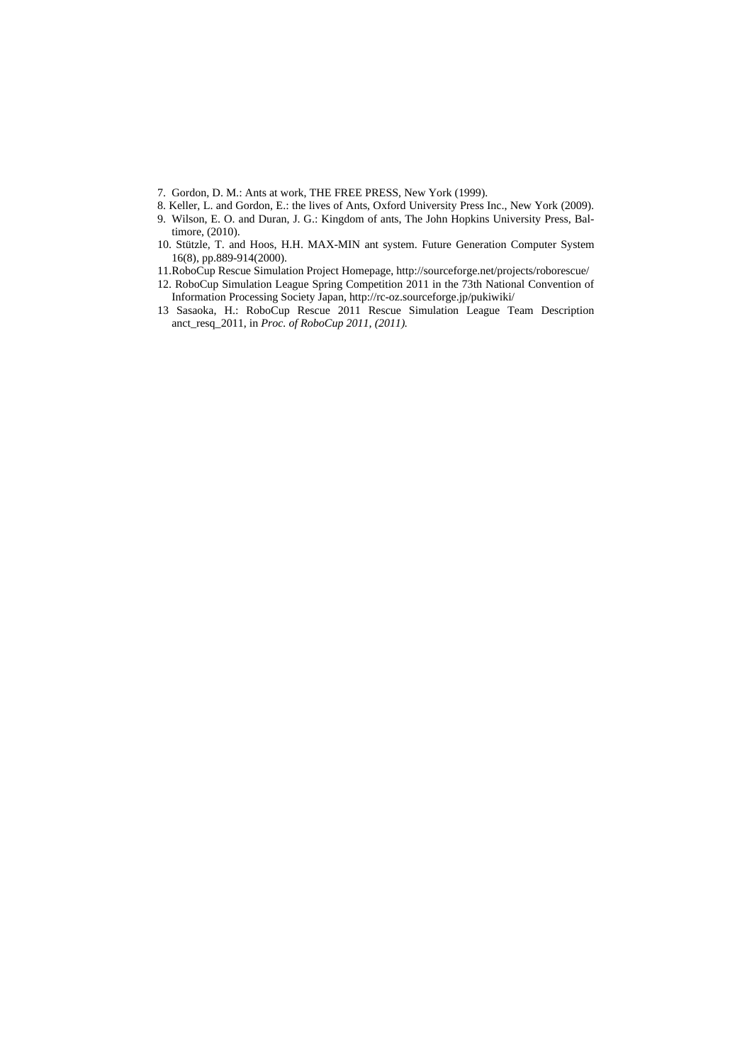7. Gordon, D. M.: Ants at work, THE FREE PRESS, New York (1999).
8. Keller, L. and Gordon, E.: the lives of Ants, Oxford University Press Inc., New York (2009).
9. Wilson, E. O. and Duran, J. G.: Kingdom of ants, The John Hopkins University Press, Baltimore, (2010).
10. Stützle, T. and Hoos, H.H. MAX-MIN ant system. Future Generation Computer System 16(8), pp.889-914(2000).
11. RoboCup Rescue Simulation Project Homepage, http://sourceforge.net/projects/roborescue/
12. RoboCup Simulation League Spring Competition 2011 in the 73th National Convention of Information Processing Society Japan, http://rc-oz.sourceforge.jp/pukiwiki/
13 Sasaoka, H.: RoboCup Rescue 2011 Rescue Simulation League Team Description anct_resq_2011, in *Proc. of RoboCup 2011, (2011).*